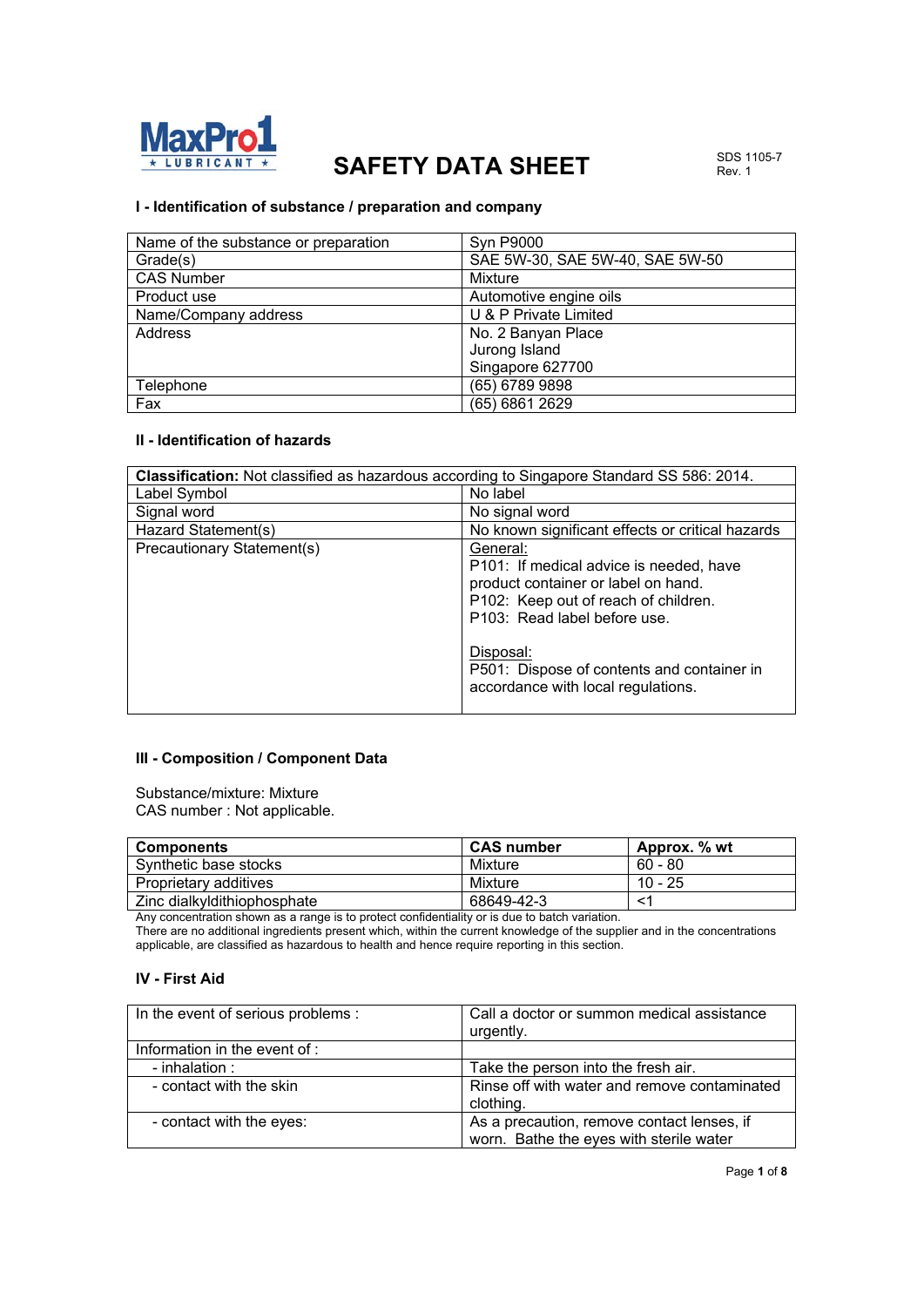MaxPro1
★ LUBRICANT ★

# SAFETY DATA SHEET

SDS 1105-7
Rev. 1

### I - Identification of substance / preparation and company

| | |
|---|---|
| Name of the substance or preparation | Syn P9000 |
| Grade(s) | SAE 5W-30, SAE 5W-40, SAE 5W-50 |
| CAS Number | Mixture |
| Product use | Automotive engine oils |
| Name/Company address | U & P Private Limited |
| Address | No. 2 Banyan Place<br>Jurong Island<br>Singapore 627700 |
| Telephone | (65) 6789 9898 |
| Fax | (65) 6861 2629 |

### II - Identification of hazards

| | |
|---|---|
| **Classification:** Not classified as hazardous according to Singapore Standard SS 586: 2014. | |
| Label Symbol | No label |
| Signal word | No signal word |
| Hazard Statement(s) | No known significant effects or critical hazards |
| Precautionary Statement(s) | General:<br>P101: If medical advice is needed, have product container or label on hand.<br>P102: Keep out of reach of children.<br>P103: Read label before use.<br><br>Disposal:<br>P501: Dispose of contents and container in accordance with local regulations. |

### III - Composition / Component Data

Substance/mixture: Mixture
CAS number : Not applicable.

| Components | CAS number | Approx. % wt |
|---|---|---|
| Synthetic base stocks | Mixture | 60 - 80 |
| Proprietary additives | Mixture | 10 - 25 |
| Zinc dialkyldithiophosphate | 68649-42-3 | <1 |

Any concentration shown as a range is to protect confidentiality or is due to batch variation.
There are no additional ingredients present which, within the current knowledge of the supplier and in the concentrations applicable, are classified as hazardous to health and hence require reporting in this section.

### IV - First Aid

| | |
|---|---|
| In the event of serious problems : | Call a doctor or summon medical assistance urgently. |
| Information in the event of : | |
| - inhalation : | Take the person into the fresh air. |
| - contact with the skin | Rinse off with water and remove contaminated clothing. |
| - contact with the eyes: | As a precaution, remove contact lenses, if worn. Bathe the eyes with sterile water |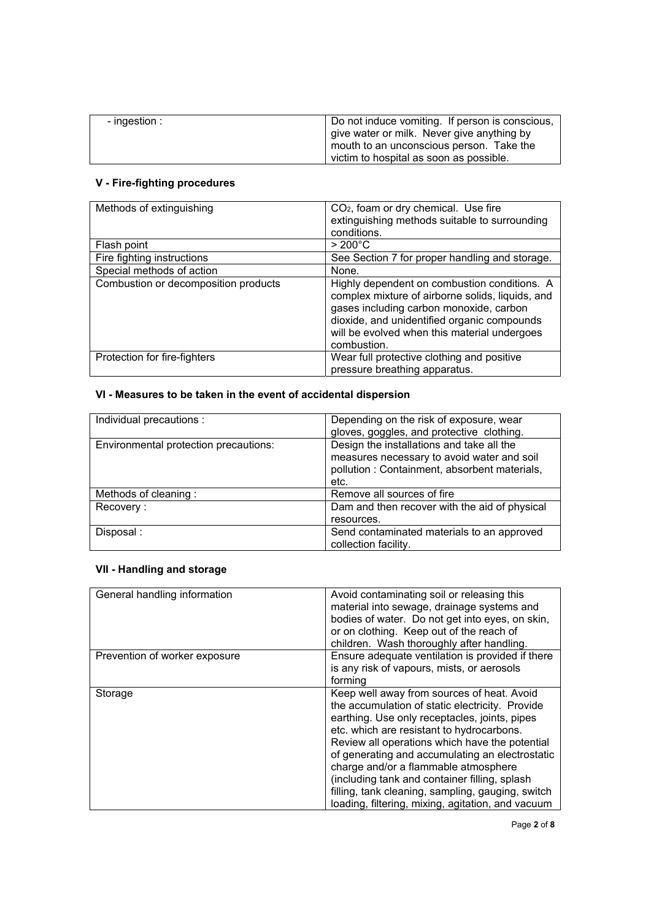| - ingestion : | Do not induce vomiting. If person is conscious, give water or milk. Never give anything by mouth to an unconscious person. Take the victim to hospital as soon as possible. |
|---|---|

### V - Fire-fighting procedures

| Methods of extinguishing | $CO_2$, foam or dry chemical. Use fire extinguishing methods suitable to surrounding conditions. |
|---|---|
| Flash point | > 200°C |
| Fire fighting instructions | See Section 7 for proper handling and storage. |
| Special methods of action | None. |
| Combustion or decomposition products | Highly dependent on combustion conditions. A complex mixture of airborne solids, liquids, and gases including carbon monoxide, carbon dioxide, and unidentified organic compounds will be evolved when this material undergoes combustion. |
| Protection for fire-fighters | Wear full protective clothing and positive pressure breathing apparatus. |

### VI - Measures to be taken in the event of accidental dispersion

| Individual precautions : | Depending on the risk of exposure, wear gloves, goggles, and protective clothing. |
|---|---|
| Environmental protection precautions: | Design the installations and take all the measures necessary to avoid water and soil pollution : Containment, absorbent materials, etc. |
| Methods of cleaning : | Remove all sources of fire |
| Recovery : | Dam and then recover with the aid of physical resources. |
| Disposal : | Send contaminated materials to an approved collection facility. |

### VII - Handling and storage

| General handling information | Avoid contaminating soil or releasing this material into sewage, drainage systems and bodies of water. Do not get into eyes, on skin, or on clothing. Keep out of the reach of children. Wash thoroughly after handling. |
|---|---|
| Prevention of worker exposure | Ensure adequate ventilation is provided if there is any risk of vapours, mists, or aerosols forming |
| Storage | Keep well away from sources of heat. Avoid the accumulation of static electricity. Provide earthing. Use only receptacles, joints, pipes etc. which are resistant to hydrocarbons. Review all operations which have the potential of generating and accumulating an electrostatic charge and/or a flammable atmosphere (including tank and container filling, splash filling, tank cleaning, sampling, gauging, switch loading, filtering, mixing, agitation, and vacuum |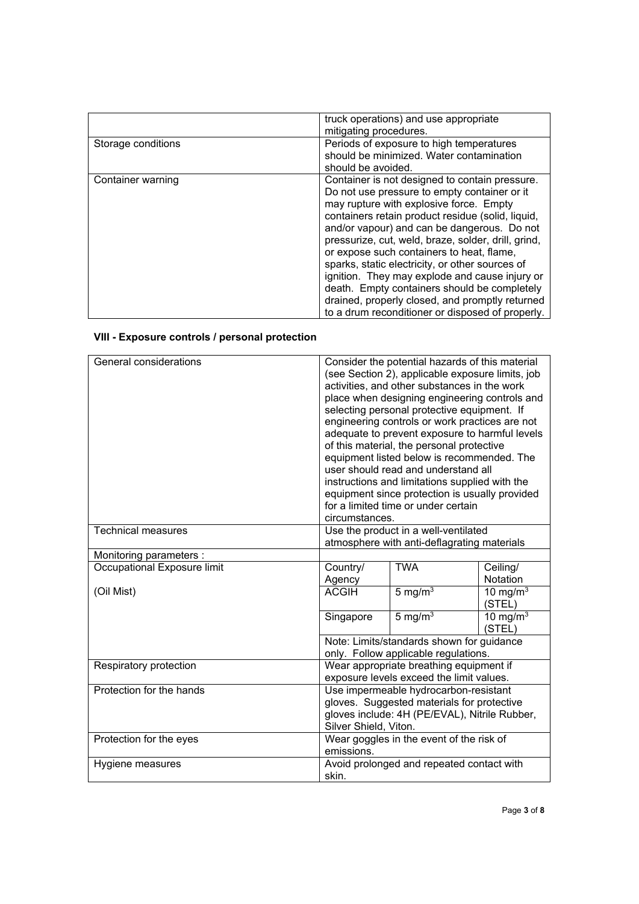| | |
|---|---|
| | truck operations) and use appropriate mitigating procedures. |
| Storage conditions | Periods of exposure to high temperatures should be minimized. Water contamination should be avoided. |
| Container warning | Container is not designed to contain pressure. Do not use pressure to empty container or it may rupture with explosive force. Empty containers retain product residue (solid, liquid, and/or vapour) and can be dangerous. Do not pressurize, cut, weld, braze, solder, drill, grind, or expose such containers to heat, flame, sparks, static electricity, or other sources of ignition. They may explode and cause injury or death. Empty containers should be completely drained, properly closed, and promptly returned to a drum reconditioner or disposed of properly. |

## VIII - Exposure controls / personal protection

| | | | |
|---|---|---|---|
| General considerations | Consider the potential hazards of this material (see Section 2), applicable exposure limits, job activities, and other substances in the work place when designing engineering controls and selecting personal protective equipment. If engineering controls or work practices are not adequate to prevent exposure to harmful levels of this material, the personal protective equipment listed below is recommended. The user should read and understand all instructions and limitations supplied with the equipment since protection is usually provided for a limited time or under certain circumstances. | | |
| Technical measures | Use the product in a well-ventilated atmosphere with anti-deflagrating materials | | |
| Monitoring parameters : | | | |
| Occupational Exposure limit | Country/ Agency | TWA | Ceiling/ Notation |
| (Oil Mist) | ACGIH | 5 mg/m$^3$ | 10 mg/m$^3$ (STEL) |
| | Singapore | 5 mg/m$^3$ | 10 mg/m$^3$ (STEL) |
| | Note: Limits/standards shown for guidance only. Follow applicable regulations. | | |
| Respiratory protection | Wear appropriate breathing equipment if exposure levels exceed the limit values. | | |
| Protection for the hands | Use impermeable hydrocarbon-resistant gloves. Suggested materials for protective gloves include: 4H (PE/EVAL), Nitrile Rubber, Silver Shield, Viton. | | |
| Protection for the eyes | Wear goggles in the event of the risk of emissions. | | |
| Hygiene measures | Avoid prolonged and repeated contact with skin. | | |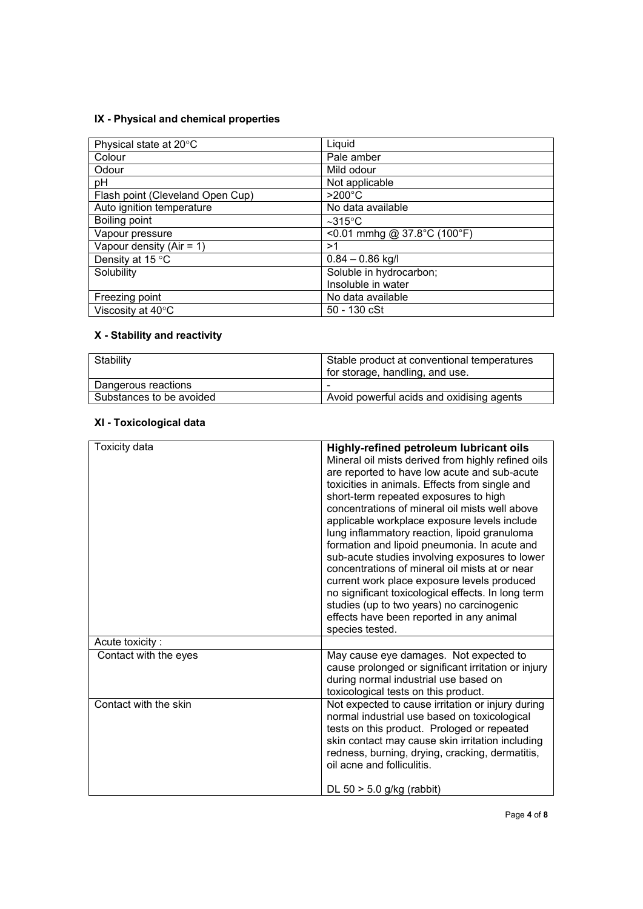## IX - Physical and chemical properties

| | |
|---|---|
| Physical state at 20°C | Liquid |
| Colour | Pale amber |
| Odour | Mild odour |
| pH | Not applicable |
| Flash point (Cleveland Open Cup) | >200°C |
| Auto ignition temperature | No data available |
| Boiling point | ~315°C |
| Vapour pressure | <0.01 mmhg @ 37.8°C (100°F) |
| Vapour density (Air = 1) | >1 |
| Density at 15 °C | 0.84 – 0.86 kg/l |
| Solubility | Soluble in hydrocarbon;<br>Insoluble in water |
| Freezing point | No data available |
| Viscosity at 40°C | 50 - 130 cSt |

## X - Stability and reactivity

| | |
|---|---|
| Stability | Stable product at conventional temperatures for storage, handling, and use. |
| Dangerous reactions | - |
| Substances to be avoided | Avoid powerful acids and oxidising agents |

## XI - Toxicological data

| | |
|---|---|
| Toxicity data | **Highly-refined petroleum lubricant oils**<br>Mineral oil mists derived from highly refined oils are reported to have low acute and sub-acute toxicities in animals. Effects from single and short-term repeated exposures to high concentrations of mineral oil mists well above applicable workplace exposure levels include lung inflammatory reaction, lipoid granuloma formation and lipoid pneumonia. In acute and sub-acute studies involving exposures to lower concentrations of mineral oil mists at or near current work place exposure levels produced no significant toxicological effects. In long term studies (up to two years) no carcinogenic effects have been reported in any animal species tested. |
| Acute toxicity : | |
| Contact with the eyes | May cause eye damages. Not expected to cause prolonged or significant irritation or injury during normal industrial use based on toxicological tests on this product. |
| Contact with the skin | Not expected to cause irritation or injury during normal industrial use based on toxicological tests on this product. Prologed or repeated skin contact may cause skin irritation including redness, burning, drying, cracking, dermatitis, oil acne and folliculitis.<br><br>DL 50 > 5.0 g/kg (rabbit) |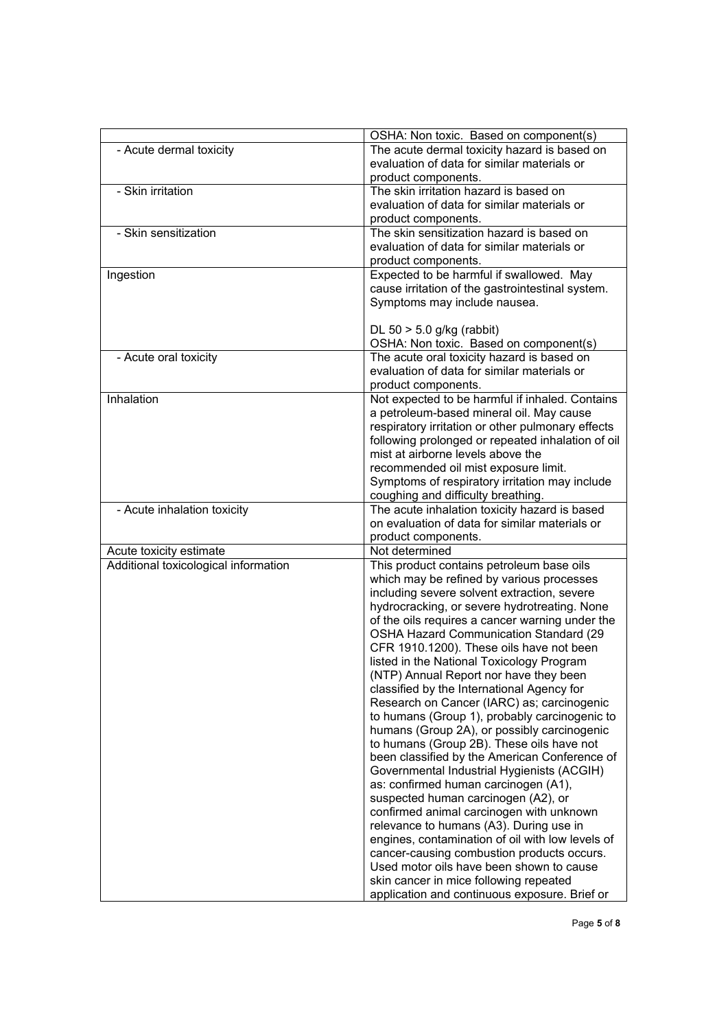| | |
|---|---|
| | OSHA: Non toxic. Based on component(s) |
| - Acute dermal toxicity | The acute dermal toxicity hazard is based on evaluation of data for similar materials or product components. |
| - Skin irritation | The skin irritation hazard is based on evaluation of data for similar materials or product components. |
| - Skin sensitization | The skin sensitization hazard is based on evaluation of data for similar materials or product components. |
| Ingestion | Expected to be harmful if swallowed. May cause irritation of the gastrointestinal system. Symptoms may include nausea.<br><br>DL 50 > 5.0 g/kg (rabbit)<br>OSHA: Non toxic. Based on component(s) |
| - Acute oral toxicity | The acute oral toxicity hazard is based on evaluation of data for similar materials or product components. |
| Inhalation | Not expected to be harmful if inhaled. Contains a petroleum-based mineral oil. May cause respiratory irritation or other pulmonary effects following prolonged or repeated inhalation of oil mist at airborne levels above the recommended oil mist exposure limit. Symptoms of respiratory irritation may include coughing and difficulty breathing. |
| - Acute inhalation toxicity | The acute inhalation toxicity hazard is based on evaluation of data for similar materials or product components. |
| Acute toxicity estimate | Not determined |
| Additional toxicological information | This product contains petroleum base oils which may be refined by various processes including severe solvent extraction, severe hydrocracking, or severe hydrotreating. None of the oils requires a cancer warning under the OSHA Hazard Communication Standard (29 CFR 1910.1200). These oils have not been listed in the National Toxicology Program (NTP) Annual Report nor have they been classified by the International Agency for Research on Cancer (IARC) as; carcinogenic to humans (Group 1), probably carcinogenic to humans (Group 2A), or possibly carcinogenic to humans (Group 2B). These oils have not been classified by the American Conference of Governmental Industrial Hygienists (ACGIH) as: confirmed human carcinogen (A1), suspected human carcinogen (A2), or confirmed animal carcinogen with unknown relevance to humans (A3). During use in engines, contamination of oil with low levels of cancer-causing combustion products occurs. Used motor oils have been shown to cause skin cancer in mice following repeated application and continuous exposure. Brief or |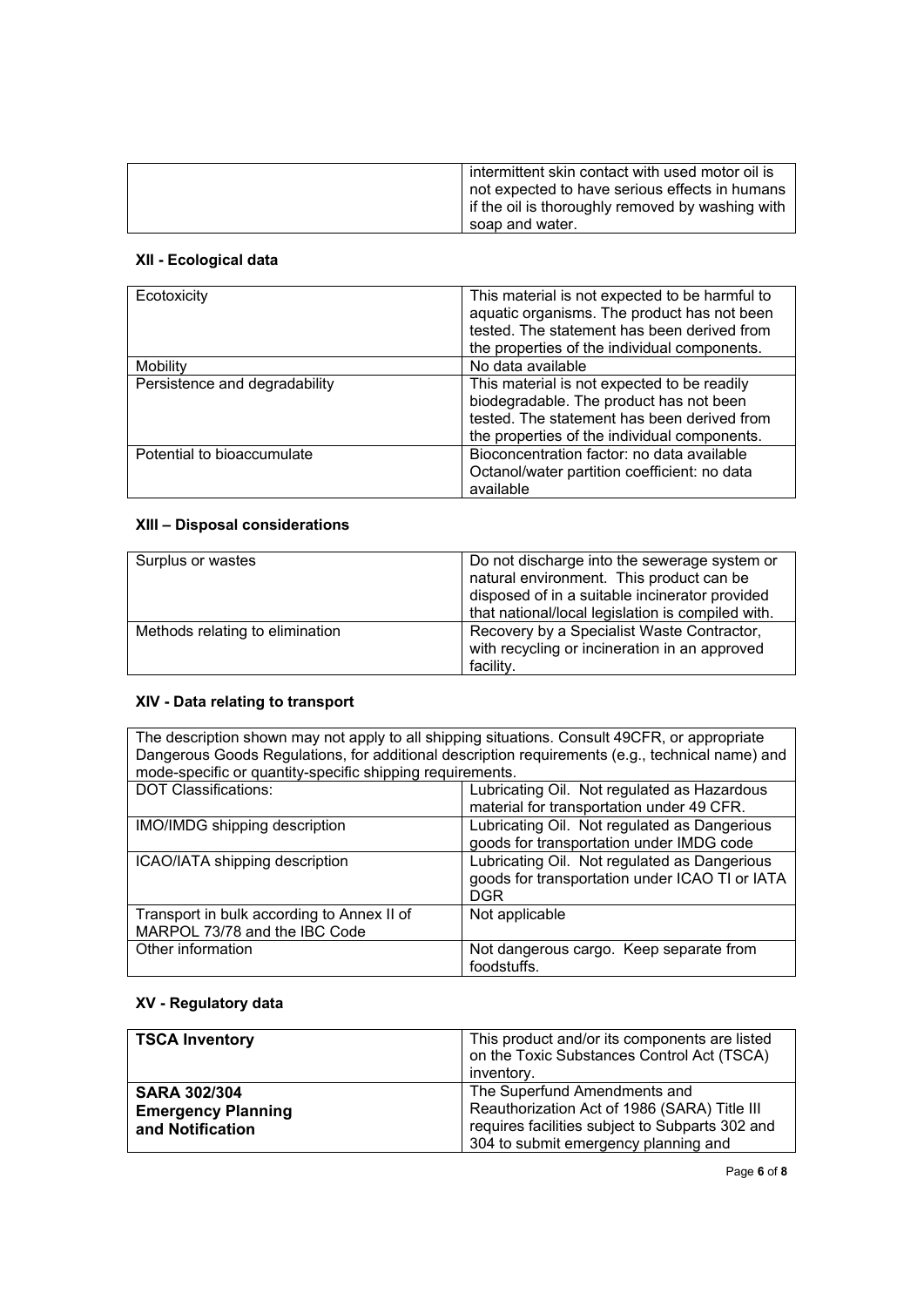| | |
|---|---|
| | intermittent skin contact with used motor oil is not expected to have serious effects in humans if the oil is thoroughly removed by washing with soap and water. |

### XII - Ecological data

| | |
|---|---|
| Ecotoxicity | This material is not expected to be harmful to aquatic organisms. The product has not been tested. The statement has been derived from the properties of the individual components. |
| Mobility | No data available |
| Persistence and degradability | This material is not expected to be readily biodegradable. The product has not been tested. The statement has been derived from the properties of the individual components. |
| Potential to bioaccumulate | Bioconcentration factor: no data available<br>Octanol/water partition coefficient: no data available |

### XIII – Disposal considerations

| | |
|---|---|
| Surplus or wastes | Do not discharge into the sewerage system or natural environment. This product can be disposed of in a suitable incinerator provided that national/local legislation is compiled with. |
| Methods relating to elimination | Recovery by a Specialist Waste Contractor, with recycling or incineration in an approved facility. |

### XIV - Data relating to transport

| | |
|---|---|
| The description shown may not apply to all shipping situations. Consult 49CFR, or appropriate Dangerous Goods Regulations, for additional description requirements (e.g., technical name) and mode-specific or quantity-specific shipping requirements. | |
| DOT Classifications: | Lubricating Oil. Not regulated as Hazardous material for transportation under 49 CFR. |
| IMO/IMDG shipping description | Lubricating Oil. Not regulated as Dangerious goods for transportation under IMDG code |
| ICAO/IATA shipping description | Lubricating Oil. Not regulated as Dangerious goods for transportation under ICAO TI or IATA DGR |
| Transport in bulk according to Annex II of MARPOL 73/78 and the IBC Code | Not applicable |
| Other information | Not dangerous cargo. Keep separate from foodstuffs. |

### XV - Regulatory data

| | |
|---|---|
| **TSCA Inventory** | This product and/or its components are listed on the Toxic Substances Control Act (TSCA) inventory. |
| **SARA 302/304 Emergency Planning and Notification** | The Superfund Amendments and Reauthorization Act of 1986 (SARA) Title III requires facilities subject to Subparts 302 and 304 to submit emergency planning and |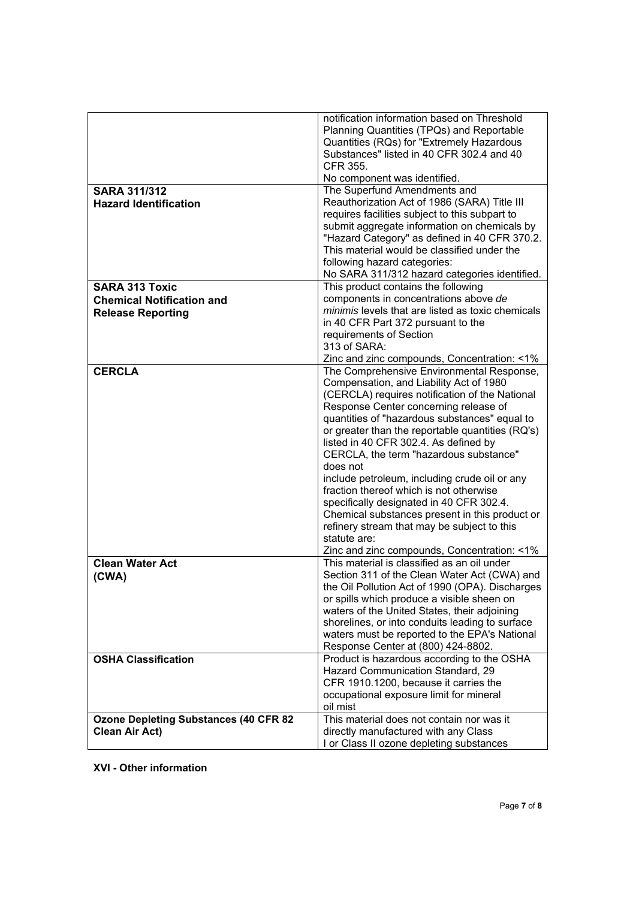| | |
|---|---|
| | notification information based on Threshold Planning Quantities (TPQs) and Reportable Quantities (RQs) for "Extremely Hazardous Substances" listed in 40 CFR 302.4 and 40 CFR 355.<br>No component was identified. |
| **SARA 311/312 Hazard Identification** | The Superfund Amendments and Reauthorization Act of 1986 (SARA) Title III requires facilities subject to this subpart to submit aggregate information on chemicals by "Hazard Category" as defined in 40 CFR 370.2. This material would be classified under the following hazard categories:<br>No SARA 311/312 hazard categories identified. |
| **SARA 313 Toxic Chemical Notification and Release Reporting** | This product contains the following components in concentrations above *de minimis* levels that are listed as toxic chemicals in 40 CFR Part 372 pursuant to the requirements of Section 313 of SARA:<br>Zinc and zinc compounds, Concentration: <1% |
| **CERCLA** | The Comprehensive Environmental Response, Compensation, and Liability Act of 1980 (CERCLA) requires notification of the National Response Center concerning release of quantities of "hazardous substances" equal to or greater than the reportable quantities (RQ's) listed in 40 CFR 302.4. As defined by CERCLA, the term "hazardous substance" does not include petroleum, including crude oil or any fraction thereof which is not otherwise specifically designated in 40 CFR 302.4. Chemical substances present in this product or refinery stream that may be subject to this statute are:<br>Zinc and zinc compounds, Concentration: <1% |
| **Clean Water Act (CWA)** | This material is classified as an oil under Section 311 of the Clean Water Act (CWA) and the Oil Pollution Act of 1990 (OPA). Discharges or spills which produce a visible sheen on waters of the United States, their adjoining shorelines, or into conduits leading to surface waters must be reported to the EPA's National Response Center at (800) 424-8802. |
| **OSHA Classification** | Product is hazardous according to the OSHA Hazard Communication Standard, 29 CFR 1910.1200, because it carries the occupational exposure limit for mineral oil mist |
| **Ozone Depleting Substances (40 CFR 82 Clean Air Act)** | This material does not contain nor was it directly manufactured with any Class I or Class II ozone depleting substances |

**XVI - Other information**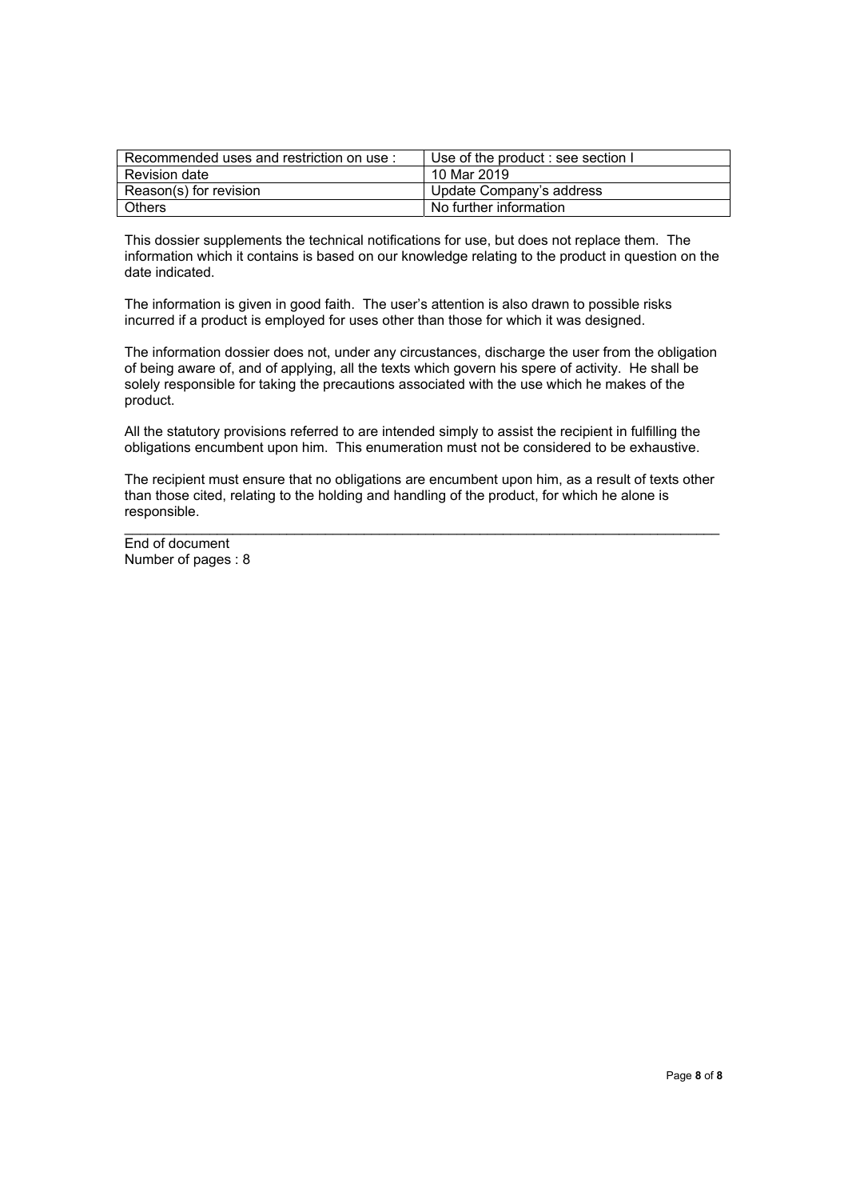| | |
|---|---|
| Recommended uses and restriction on use : | Use of the product : see section I |
| Revision date | 10 Mar 2019 |
| Reason(s) for revision | Update Company's address |
| Others | No further information |

This dossier supplements the technical notifications for use, but does not replace them. The information which it contains is based on our knowledge relating to the product in question on the date indicated.

The information is given in good faith. The user's attention is also drawn to possible risks incurred if a product is employed for uses other than those for which it was designed.

The information dossier does not, under any circumstances, discharge the user from the obligation of being aware of, and of applying, all the texts which govern his spere of activity. He shall be solely responsible for taking the precautions associated with the use which he makes of the product.

All the statutory provisions referred to are intended simply to assist the recipient in fulfilling the obligations encumbent upon him. This enumeration must not be considered to be exhaustive.

The recipient must ensure that no obligations are encumbent upon him, as a result of texts other than those cited, relating to the holding and handling of the product, for which he alone is responsible.

---

End of document
Number of pages : 8